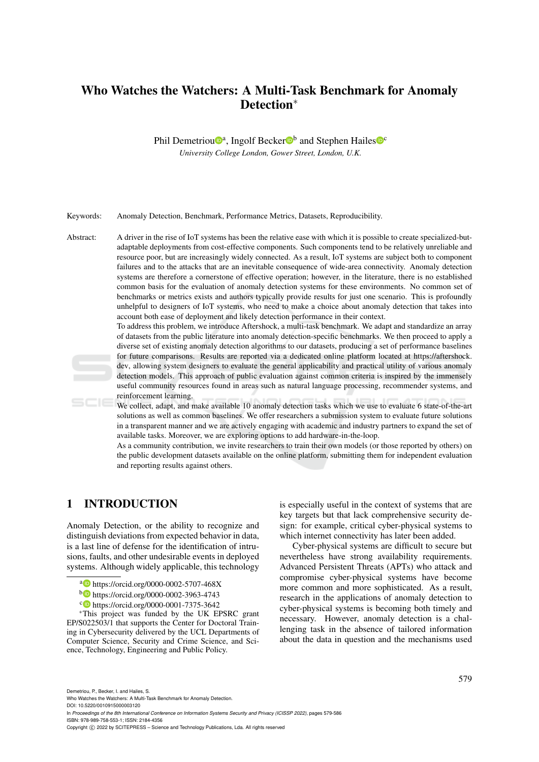# Who Watches the Watchers: A Multi-Task Benchmark for Anomaly Detection*

Phil Demetriou[a], Ingolf Becker[b] and Stephen Hailes[c]

*University College London, Gower Street, London, U.K.*

**Keywords:** Anomaly Detection, Benchmark, Performance Metrics, Datasets, Reproducibility.

**Abstract:** A driver in the rise of IoT systems has been the relative ease with which it is possible to create specialized-but-adaptable deployments from cost-effective components. Such components tend to be relatively unreliable and resource poor, but are increasingly widely connected. As a result, IoT systems are subject both to component failures and to the attacks that are an inevitable consequence of wide-area connectivity. Anomaly detection systems are therefore a cornerstone of effective operation; however, in the literature, there is no established common basis for the evaluation of anomaly detection systems for these environments. No common set of benchmarks or metrics exists and authors typically provide results for just one scenario. This is profoundly unhelpful to designers of IoT systems, who need to make a choice about anomaly detection that takes into account both ease of deployment and likely detection performance in their context.

To address this problem, we introduce Aftershock, a multi-task benchmark. We adapt and standardize an array of datasets from the public literature into anomaly detection-specific benchmarks. We then proceed to apply a diverse set of existing anomaly detection algorithms to our datasets, producing a set of performance baselines for future comparisons. Results are reported via a dedicated online platform located at https://aftershock.dev, allowing system designers to evaluate the general applicability and practical utility of various anomaly detection models. This approach of public evaluation against common criteria is inspired by the immensely useful community resources found in areas such as natural language processing, recommender systems, and reinforcement learning.

We collect, adapt, and make available 10 anomaly detection tasks which we use to evaluate 6 state-of-the-art solutions as well as common baselines. We offer researchers a submission system to evaluate future solutions in a transparent manner and we are actively engaging with academic and industry partners to expand the set of available tasks. Moreover, we are exploring options to add hardware-in-the-loop.

As a community contribution, we invite researchers to train their own models (or those reported by others) on the public development datasets available on the online platform, submitting them for independent evaluation and reporting results against others.

## 1 INTRODUCTION

Anomaly Detection, or the ability to recognize and distinguish deviations from expected behavior in data, is a last line of defense for the identification of intrusions, faults, and other undesirable events in deployed systems. Although widely applicable, this technology is especially useful in the context of systems that are key targets but that lack comprehensive security design: for example, critical cyber-physical systems to which internet connectivity has later been added.

Cyber-physical systems are difficult to secure but nevertheless have strong availability requirements. Advanced Persistent Threats (APTs) who attack and compromise cyber-physical systems have become more common and more sophisticated. As a result, research in the applications of anomaly detection to cyber-physical systems is becoming both timely and necessary. However, anomaly detection is a challenging task in the absence of tailored information about the data in question and the mechanisms used

[a] https://orcid.org/0000-0002-5707-468X

[b] https://orcid.org/0000-0002-3963-4743

[c] https://orcid.org/0000-0001-7375-3642

*This project was funded by the UK EPSRC grant EP/S022503/1 that supports the Center for Doctoral Training in Cybersecurity delivered by the UCL Departments of Computer Science, Security and Crime Science, and Science, Technology, Engineering and Public Policy.

Demetriou, P., Becker, I. and Hailes, S.
Who Watches the Watchers: A Multi-Task Benchmark for Anomaly Detection.
DOI: 10.5220/0010915000003120
In *Proceedings of the 8th International Conference on Information Systems Security and Privacy (ICISSP 2022)*, pages 579-586
ISBN: 978-989-758-553-1; ISSN: 2184-4356
Copyright © 2022 by SCITEPRESS – Science and Technology Publications, Lda. All rights reserved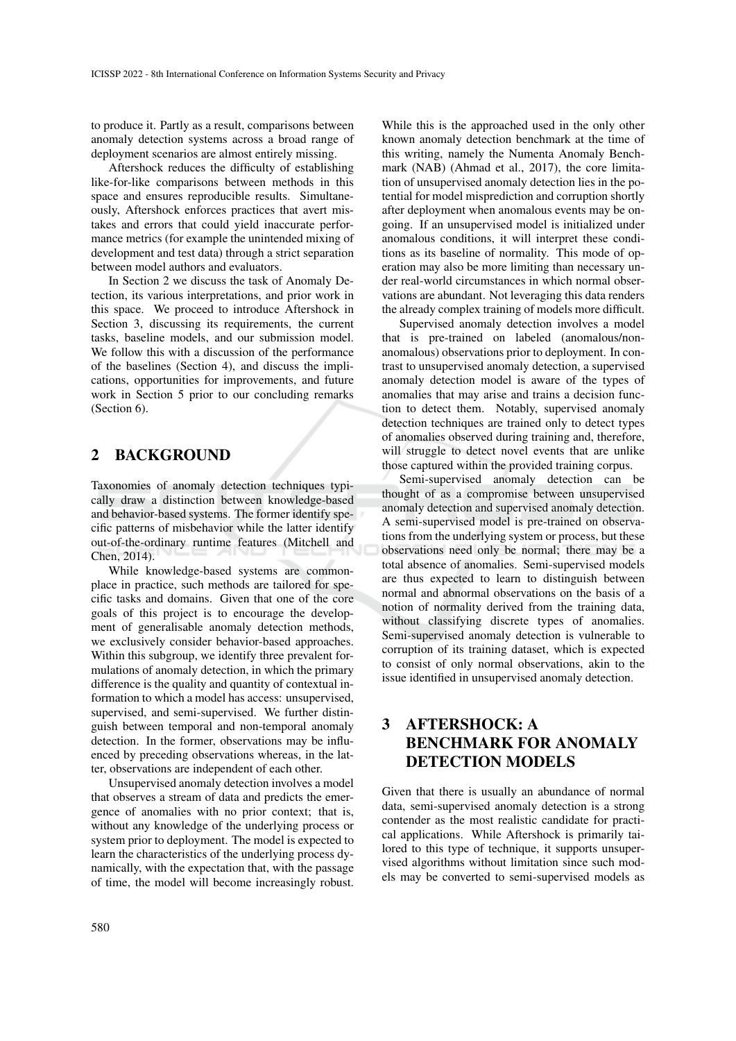to produce it. Partly as a result, comparisons between anomaly detection systems across a broad range of deployment scenarios are almost entirely missing.

Aftershock reduces the difficulty of establishing like-for-like comparisons between methods in this space and ensures reproducible results. Simultaneously, Aftershock enforces practices that avert mistakes and errors that could yield inaccurate performance metrics (for example the unintended mixing of development and test data) through a strict separation between model authors and evaluators.

In Section 2 we discuss the task of Anomaly Detection, its various interpretations, and prior work in this space. We proceed to introduce Aftershock in Section 3, discussing its requirements, the current tasks, baseline models, and our submission model. We follow this with a discussion of the performance of the baselines (Section 4), and discuss the implications, opportunities for improvements, and future work in Section 5 prior to our concluding remarks (Section 6).

## 2 BACKGROUND

Taxonomies of anomaly detection techniques typically draw a distinction between knowledge-based and behavior-based systems. The former identify specific patterns of misbehavior while the latter identify out-of-the-ordinary runtime features (Mitchell and Chen, 2014).

While knowledge-based systems are commonplace in practice, such methods are tailored for specific tasks and domains. Given that one of the core goals of this project is to encourage the development of generalisable anomaly detection methods, we exclusively consider behavior-based approaches. Within this subgroup, we identify three prevalent formulations of anomaly detection, in which the primary difference is the quality and quantity of contextual information to which a model has access: unsupervised, supervised, and semi-supervised. We further distinguish between temporal and non-temporal anomaly detection. In the former, observations may be influenced by preceding observations whereas, in the latter, observations are independent of each other.

Unsupervised anomaly detection involves a model that observes a stream of data and predicts the emergence of anomalies with no prior context; that is, without any knowledge of the underlying process or system prior to deployment. The model is expected to learn the characteristics of the underlying process dynamically, with the expectation that, with the passage of time, the model will become increasingly robust. While this is the approached used in the only other known anomaly detection benchmark at the time of this writing, namely the Numenta Anomaly Benchmark (NAB) (Ahmad et al., 2017), the core limitation of unsupervised anomaly detection lies in the potential for model misprediction and corruption shortly after deployment when anomalous events may be ongoing. If an unsupervised model is initialized under anomalous conditions, it will interpret these conditions as its baseline of normality. This mode of operation may also be more limiting than necessary under real-world circumstances in which normal observations are abundant. Not leveraging this data renders the already complex training of models more difficult.

Supervised anomaly detection involves a model that is pre-trained on labeled (anomalous/non-anomalous) observations prior to deployment. In contrast to unsupervised anomaly detection, a supervised anomaly detection model is aware of the types of anomalies that may arise and trains a decision function to detect them. Notably, supervised anomaly detection techniques are trained only to detect types of anomalies observed during training and, therefore, will struggle to detect novel events that are unlike those captured within the provided training corpus.

Semi-supervised anomaly detection can be thought of as a compromise between unsupervised anomaly detection and supervised anomaly detection. A semi-supervised model is pre-trained on observations from the underlying system or process, but these observations need only be normal; there may be a total absence of anomalies. Semi-supervised models are thus expected to learn to distinguish between normal and abnormal observations on the basis of a notion of normality derived from the training data, without classifying discrete types of anomalies. Semi-supervised anomaly detection is vulnerable to corruption of its training dataset, which is expected to consist of only normal observations, akin to the issue identified in unsupervised anomaly detection.

## 3 AFTERSHOCK: A BENCHMARK FOR ANOMALY DETECTION MODELS

Given that there is usually an abundance of normal data, semi-supervised anomaly detection is a strong contender as the most realistic candidate for practical applications. While Aftershock is primarily tailored to this type of technique, it supports unsupervised algorithms without limitation since such models may be converted to semi-supervised models as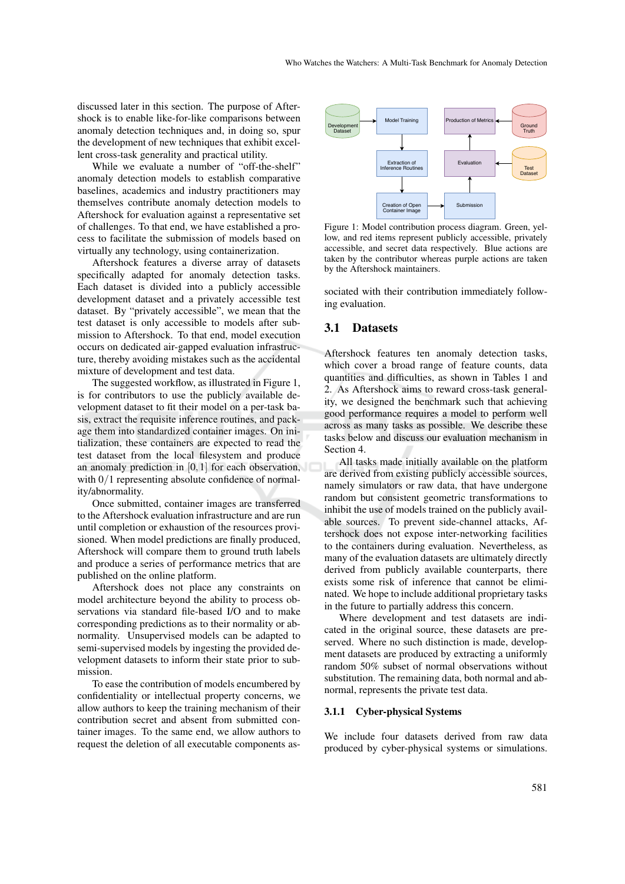discussed later in this section. The purpose of Aftershock is to enable like-for-like comparisons between anomaly detection techniques and, in doing so, spur the development of new techniques that exhibit excellent cross-task generality and practical utility.

While we evaluate a number of "off-the-shelf" anomaly detection models to establish comparative baselines, academics and industry practitioners may themselves contribute anomaly detection models to Aftershock for evaluation against a representative set of challenges. To that end, we have established a process to facilitate the submission of models based on virtually any technology, using containerization.

Aftershock features a diverse array of datasets specifically adapted for anomaly detection tasks. Each dataset is divided into a publicly accessible development dataset and a privately accessible test dataset. By "privately accessible", we mean that the test dataset is only accessible to models after submission to Aftershock. To that end, model execution occurs on dedicated air-gapped evaluation infrastructure, thereby avoiding mistakes such as the accidental mixture of development and test data.

The suggested workflow, as illustrated in Figure 1, is for contributors to use the publicly available development dataset to fit their model on a per-task basis, extract the requisite inference routines, and package them into standardized container images. On initialization, these containers are expected to read the test dataset from the local filesystem and produce an anomaly prediction in $[0, 1]$ for each observation, with $0/1$ representing absolute confidence of normality/abnormality.

Once submitted, container images are transferred to the Aftershock evaluation infrastructure and are run until completion or exhaustion of the resources provisioned. When model predictions are finally produced, Aftershock will compare them to ground truth labels and produce a series of performance metrics that are published on the online platform.

Aftershock does not place any constraints on model architecture beyond the ability to process observations via standard file-based I/O and to make corresponding predictions as to their normality or abnormality. Unsupervised models can be adapted to semi-supervised models by ingesting the provided development datasets to inform their state prior to submission.

To ease the contribution of models encumbered by confidentiality or intellectual property concerns, we allow authors to keep the training mechanism of their contribution secret and absent from submitted container images. To the same end, we allow authors to request the deletion of all executable components associated with their contribution immediately following evaluation.

Figure 1: Model contribution process diagram. Green, yellow, and red items represent publicly accessible, privately accessible, and secret data respectively. Blue actions are taken by the contributor whereas purple actions are taken by the Aftershock maintainers.

## 3.1 Datasets

Aftershock features ten anomaly detection tasks, which cover a broad range of feature counts, data quantities and difficulties, as shown in Tables 1 and 2. As Aftershock aims to reward cross-task generality, we designed the benchmark such that achieving good performance requires a model to perform well across as many tasks as possible. We describe these tasks below and discuss our evaluation mechanism in Section 4.

All tasks made initially available on the platform are derived from existing publicly accessible sources, namely simulators or raw data, that have undergone random but consistent geometric transformations to inhibit the use of models trained on the publicly available sources. To prevent side-channel attacks, Aftershock does not expose inter-networking facilities to the containers during evaluation. Nevertheless, as many of the evaluation datasets are ultimately directly derived from publicly available counterparts, there exists some risk of inference that cannot be eliminated. We hope to include additional proprietary tasks in the future to partially address this concern.

Where development and test datasets are indicated in the original source, these datasets are preserved. Where no such distinction is made, development datasets are produced by extracting a uniformly random 50% subset of normal observations without substitution. The remaining data, both normal and abnormal, represents the private test data.

### 3.1.1 Cyber-physical Systems

We include four datasets derived from raw data produced by cyber-physical systems or simulations.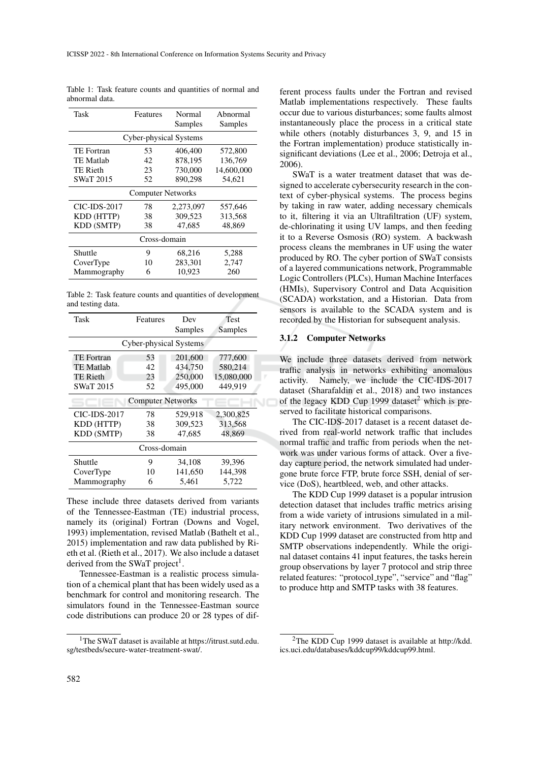Table 1: Task feature counts and quantities of normal and abnormal data.

| Task | Features | Normal Samples | Abnormal Samples |
|---|---|---|---|
| Cyber-physical Systems | | | |
| TE Fortran | 53 | 406,400 | 572,800 |
| TE Matlab | 42 | 878,195 | 136,769 |
| TE Rieth | 23 | 730,000 | 14,600,000 |
| SWaT 2015 | 52 | 890,298 | 54,621 |
| Computer Networks | | | |
| CIC-IDS-2017 | 78 | 2,273,097 | 557,646 |
| KDD (HTTP) | 38 | 309,523 | 313,568 |
| KDD (SMTP) | 38 | 47,685 | 48,869 |
| Cross-domain | | | |
| Shuttle | 9 | 68,216 | 5,288 |
| CoverType | 10 | 283,301 | 2,747 |
| Mammography | 6 | 10,923 | 260 |

Table 2: Task feature counts and quantities of development and testing data.

| Task | Features | Dev Samples | Test Samples |
|---|---|---|---|
| Cyber-physical Systems | | | |
| TE Fortran | 53 | 201,600 | 777,600 |
| TE Matlab | 42 | 434,750 | 580,214 |
| TE Rieth | 23 | 250,000 | 15,080,000 |
| SWaT 2015 | 52 | 495,000 | 449,919 |
| Computer Networks | | | |
| CIC-IDS-2017 | 78 | 529,918 | 2,300,825 |
| KDD (HTTP) | 38 | 309,523 | 313,568 |
| KDD (SMTP) | 38 | 47,685 | 48,869 |
| Cross-domain | | | |
| Shuttle | 9 | 34,108 | 39,396 |
| CoverType | 10 | 141,650 | 144,398 |
| Mammography | 6 | 5,461 | 5,722 |

These include three datasets derived from variants of the Tennessee-Eastman (TE) industrial process, namely its (original) Fortran (Downs and Vogel, 1993) implementation, revised Matlab (Bathelt et al., 2015) implementation and raw data published by Rieth et al. (Rieth et al., 2017). We also include a dataset derived from the SWaT project[1].

Tennessee-Eastman is a realistic process simulation of a chemical plant that has been widely used as a benchmark for control and monitoring research. The simulators found in the Tennessee-Eastman source code distributions can produce 20 or 28 types of different process faults under the Fortran and revised Matlab implementations respectively. These faults occur due to various disturbances; some faults almost instantaneously place the process in a critical state while others (notably disturbances 3, 9, and 15 in the Fortran implementation) produce statistically insignificant deviations (Lee et al., 2006; Detroja et al., 2006).

SWaT is a water treatment dataset that was designed to accelerate cybersecurity research in the context of cyber-physical systems. The process begins by taking in raw water, adding necessary chemicals to it, filtering it via an Ultrafiltration (UF) system, de-chlorinating it using UV lamps, and then feeding it to a Reverse Osmosis (RO) system. A backwash process cleans the membranes in UF using the water produced by RO. The cyber portion of SWaT consists of a layered communications network, Programmable Logic Controllers (PLCs), Human Machine Interfaces (HMIs), Supervisory Control and Data Acquisition (SCADA) workstation, and a Historian. Data from sensors is available to the SCADA system and is recorded by the Historian for subsequent analysis.

### 3.1.2 Computer Networks

We include three datasets derived from network traffic analysis in networks exhibiting anomalous activity. Namely, we include the CIC-IDS-2017 dataset (Sharafaldin et al., 2018) and two instances of the legacy KDD Cup 1999 dataset[2] which is preserved to facilitate historical comparisons.

The CIC-IDS-2017 dataset is a recent dataset derived from real-world network traffic that includes normal traffic and traffic from periods when the network was under various forms of attack. Over a five-day capture period, the network simulated had undergone brute force FTP, brute force SSH, denial of service (DoS), heartbleed, web, and other attacks.

The KDD Cup 1999 dataset is a popular intrusion detection dataset that includes traffic metrics arising from a wide variety of intrusions simulated in a military network environment. Two derivatives of the KDD Cup 1999 dataset are constructed from http and SMTP observations independently. While the original dataset contains 41 input features, the tasks herein group observations by layer 7 protocol and strip three related features: "protocol_type", "service" and "flag" to produce http and SMTP tasks with 38 features.

[1] The SWaT dataset is available at https://itrust.sutd.edu.sg/testbeds/secure-water-treatment-swat/.

[2] The KDD Cup 1999 dataset is available at http://kdd.ics.uci.edu/databases/kddcup99/kddcup99.html.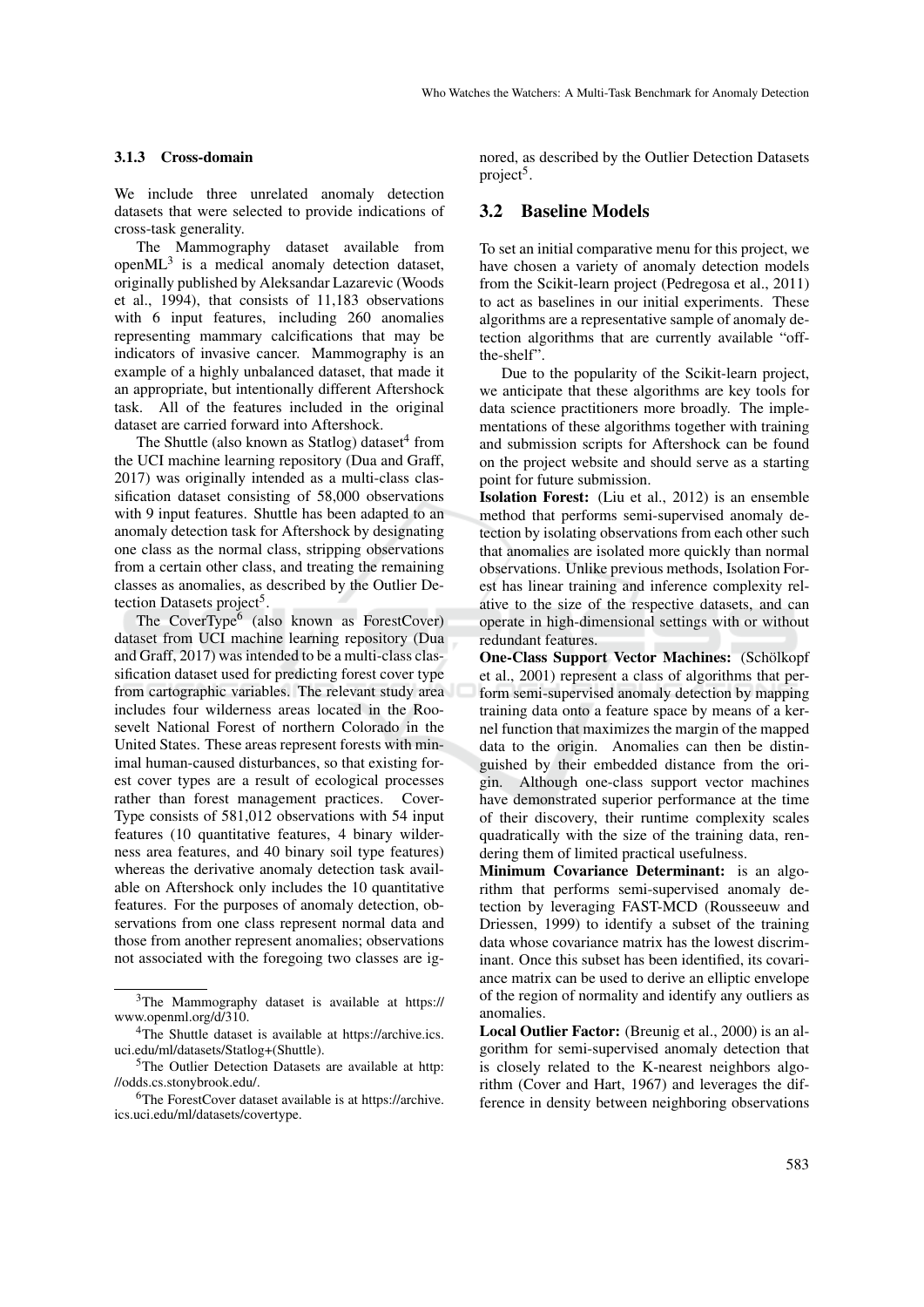### 3.1.3 Cross-domain

We include three unrelated anomaly detection datasets that were selected to provide indications of cross-task generality.

The Mammography dataset available from openML[3] is a medical anomaly detection dataset, originally published by Aleksandar Lazarevic (Woods et al., 1994), that consists of 11,183 observations with 6 input features, including 260 anomalies representing mammary calcifications that may be indicators of invasive cancer. Mammography is an example of a highly unbalanced dataset, that made it an appropriate, but intentionally different Aftershock task. All of the features included in the original dataset are carried forward into Aftershock.

The Shuttle (also known as Statlog) dataset[4] from the UCI machine learning repository (Dua and Graff, 2017) was originally intended as a multi-class classification dataset consisting of 58,000 observations with 9 input features. Shuttle has been adapted to an anomaly detection task for Aftershock by designating one class as the normal class, stripping observations from a certain other class, and treating the remaining classes as anomalies, as described by the Outlier Detection Datasets project[5].

The CoverType[6] (also known as ForestCover) dataset from UCI machine learning repository (Dua and Graff, 2017) was intended to be a multi-class classification dataset used for predicting forest cover type from cartographic variables. The relevant study area includes four wilderness areas located in the Roosevelt National Forest of northern Colorado in the United States. These areas represent forests with minimal human-caused disturbances, so that existing forest cover types are a result of ecological processes rather than forest management practices. CoverType consists of 581,012 observations with 54 input features (10 quantitative features, 4 binary wilderness area features, and 40 binary soil type features) whereas the derivative anomaly detection task available on Aftershock only includes the 10 quantitative features. For the purposes of anomaly detection, observations from one class represent normal data and those from another represent anomalies; observations not associated with the foregoing two classes are ignored, as described by the Outlier Detection Datasets project[5].

[3] The Mammography dataset is available at https://www.openml.org/d/310.

[4] The Shuttle dataset is available at https://archive.ics.uci.edu/ml/datasets/Statlog+(Shuttle).

[5] The Outlier Detection Datasets are available at http://odds.cs.stonybrook.edu/.

[6] The ForestCover dataset available is at https://archive.ics.uci.edu/ml/datasets/covertype.

## 3.2 Baseline Models

To set an initial comparative menu for this project, we have chosen a variety of anomaly detection models from the Scikit-learn project (Pedregosa et al., 2011) to act as baselines in our initial experiments. These algorithms are a representative sample of anomaly detection algorithms that are currently available "off-the-shelf".

Due to the popularity of the Scikit-learn project, we anticipate that these algorithms are key tools for data science practitioners more broadly. The implementations of these algorithms together with training and submission scripts for Aftershock can be found on the project website and should serve as a starting point for future submission.

**Isolation Forest:** (Liu et al., 2012) is an ensemble method that performs semi-supervised anomaly detection by isolating observations from each other such that anomalies are isolated more quickly than normal observations. Unlike previous methods, Isolation Forest has linear training and inference complexity relative to the size of the respective datasets, and can operate in high-dimensional settings with or without redundant features.

**One-Class Support Vector Machines:** (Schölkopf et al., 2001) represent a class of algorithms that perform semi-supervised anomaly detection by mapping training data onto a feature space by means of a kernel function that maximizes the margin of the mapped data to the origin. Anomalies can then be distinguished by their embedded distance from the origin. Although one-class support vector machines have demonstrated superior performance at the time of their discovery, their runtime complexity scales quadratically with the size of the training data, rendering them of limited practical usefulness.

**Minimum Covariance Determinant:** is an algorithm that performs semi-supervised anomaly detection by leveraging FAST-MCD (Rousseeuw and Driessen, 1999) to identify a subset of the training data whose covariance matrix has the lowest discriminant. Once this subset has been identified, its covariance matrix can be used to derive an elliptic envelope of the region of normality and identify any outliers as anomalies.

**Local Outlier Factor:** (Breunig et al., 2000) is an algorithm for semi-supervised anomaly detection that is closely related to the K-nearest neighbors algorithm (Cover and Hart, 1967) and leverages the difference in density between neighboring observations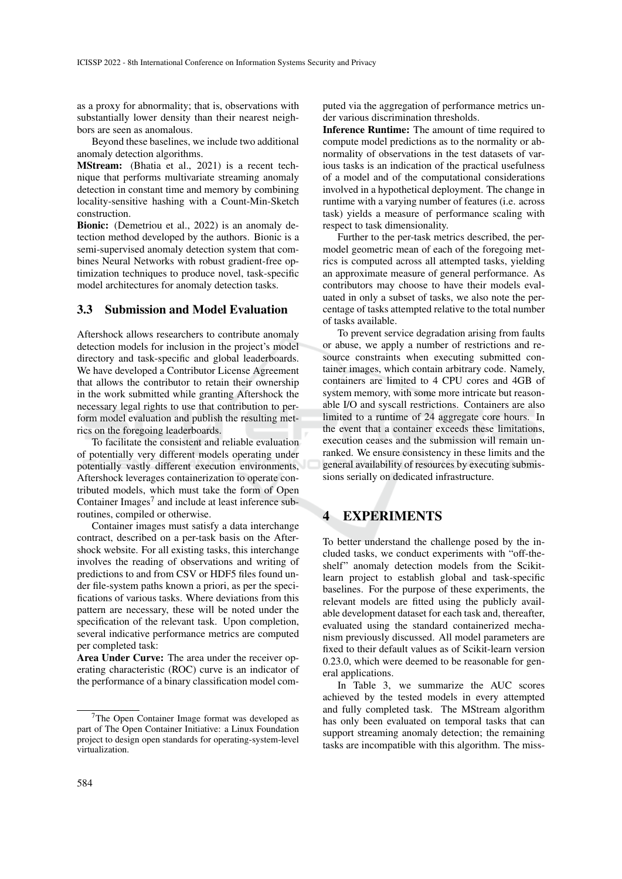as a proxy for abnormality; that is, observations with substantially lower density than their nearest neighbors are seen as anomalous.

Beyond these baselines, we include two additional anomaly detection algorithms.

**MStream:** (Bhatia et al., 2021) is a recent technique that performs multivariate streaming anomaly detection in constant time and memory by combining locality-sensitive hashing with a Count-Min-Sketch construction.

**Bionic:** (Demetriou et al., 2022) is an anomaly detection method developed by the authors. Bionic is a semi-supervised anomaly detection system that combines Neural Networks with robust gradient-free optimization techniques to produce novel, task-specific model architectures for anomaly detection tasks.

### 3.3 Submission and Model Evaluation

Aftershock allows researchers to contribute anomaly detection models for inclusion in the project's model directory and task-specific and global leaderboards. We have developed a Contributor License Agreement that allows the contributor to retain their ownership in the work submitted while granting Aftershock the necessary legal rights to use that contribution to perform model evaluation and publish the resulting metrics on the foregoing leaderboards.

To facilitate the consistent and reliable evaluation of potentially very different models operating under potentially vastly different execution environments, Aftershock leverages containerization to operate contributed models, which must take the form of Open Container Images[7] and include at least inference subroutines, compiled or otherwise.

Container images must satisfy a data interchange contract, described on a per-task basis on the Aftershock website. For all existing tasks, this interchange involves the reading of observations and writing of predictions to and from CSV or HDF5 files found under file-system paths known a priori, as per the specifications of various tasks. Where deviations from this pattern are necessary, these will be noted under the specification of the relevant task. Upon completion, several indicative performance metrics are computed per completed task:

**Area Under Curve:** The area under the receiver operating characteristic (ROC) curve is an indicator of the performance of a binary classification model computed via the aggregation of performance metrics under various discrimination thresholds.

**Inference Runtime:** The amount of time required to compute model predictions as to the normality or abnormality of observations in the test datasets of various tasks is an indication of the practical usefulness of a model and of the computational considerations involved in a hypothetical deployment. The change in runtime with a varying number of features (i.e. across task) yields a measure of performance scaling with respect to task dimensionality.

Further to the per-task metrics described, the per-model geometric mean of each of the foregoing metrics is computed across all attempted tasks, yielding an approximate measure of general performance. As contributors may choose to have their models evaluated in only a subset of tasks, we also note the percentage of tasks attempted relative to the total number of tasks available.

To prevent service degradation arising from faults or abuse, we apply a number of restrictions and resource constraints when executing submitted container images, which contain arbitrary code. Namely, containers are limited to 4 CPU cores and 4GB of system memory, with some more intricate but reasonable I/O and syscall restrictions. Containers are also limited to a runtime of 24 aggregate core hours. In the event that a container exceeds these limitations, execution ceases and the submission will remain unranked. We ensure consistency in these limits and the general availability of resources by executing submissions serially on dedicated infrastructure.

## 4 EXPERIMENTS

To better understand the challenge posed by the included tasks, we conduct experiments with "off-the-shelf" anomaly detection models from the Scikit-learn project to establish global and task-specific baselines. For the purpose of these experiments, the relevant models are fitted using the publicly available development dataset for each task and, thereafter, evaluated using the standard containerized mechanism previously discussed. All model parameters are fixed to their default values as of Scikit-learn version 0.23.0, which were deemed to be reasonable for general applications.

In Table 3, we summarize the AUC scores achieved by the tested models in every attempted and fully completed task. The MStream algorithm has only been evaluated on temporal tasks that can support streaming anomaly detection; the remaining tasks are incompatible with this algorithm. The miss-

[7] The Open Container Image format was developed as part of The Open Container Initiative: a Linux Foundation project to design open standards for operating-system-level virtualization.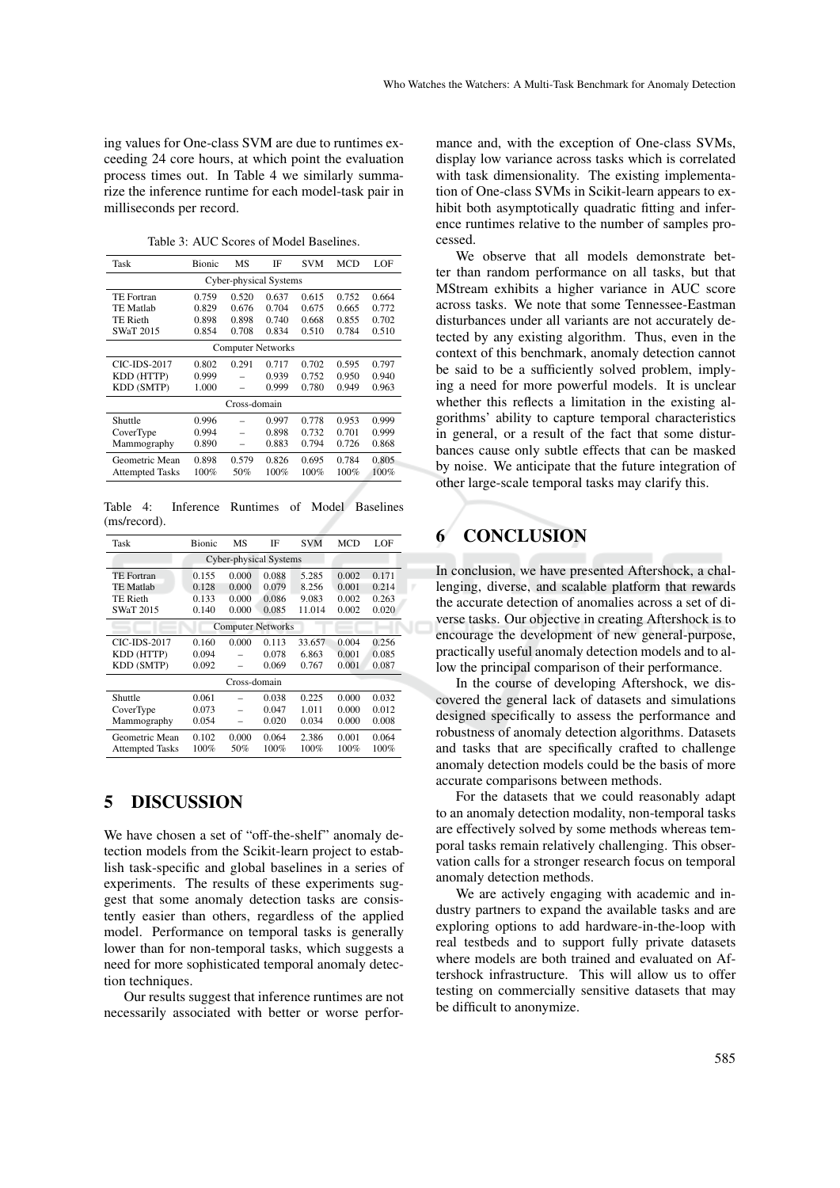ing values for One-class SVM are due to runtimes exceeding 24 core hours, at which point the evaluation process times out. In Table 4 we similarly summarize the inference runtime for each model-task pair in milliseconds per record.

Table 3: AUC Scores of Model Baselines.

| Task | Bionic | MS | IF | SVM | MCD | LOF |
|---|---|---|---|---|---|---|
| Cyber-physical Systems | | | | | | |
| TE Fortran | 0.759 | 0.520 | 0.637 | 0.615 | 0.752 | 0.664 |
| TE Matlab | 0.829 | 0.676 | 0.704 | 0.675 | 0.665 | 0.772 |
| TE Rieth | 0.898 | 0.898 | 0.740 | 0.668 | 0.855 | 0.702 |
| SWaT 2015 | 0.854 | 0.708 | 0.834 | 0.510 | 0.784 | 0.510 |
| Computer Networks | | | | | | |
| CIC-IDS-2017 | 0.802 | 0.291 | 0.717 | 0.702 | 0.595 | 0.797 |
| KDD (HTTP) | 0.999 | – | 0.939 | 0.752 | 0.950 | 0.940 |
| KDD (SMTP) | 1.000 | – | 0.999 | 0.780 | 0.949 | 0.963 |
| Cross-domain | | | | | | |
| Shuttle | 0.996 | – | 0.997 | 0.778 | 0.953 | 0.999 |
| CoverType | 0.994 | – | 0.898 | 0.732 | 0.701 | 0.999 |
| Mammography | 0.890 | – | 0.883 | 0.794 | 0.726 | 0.868 |
| Geometric Mean | 0.898 | 0.579 | 0.826 | 0.695 | 0.784 | 0.805 |
| Attempted Tasks | 100% | 50% | 100% | 100% | 100% | 100% |

Table 4: Inference Runtimes of Model Baselines (ms/record).

| Task | Bionic | MS | IF | SVM | MCD | LOF |
|---|---|---|---|---|---|---|
| Cyber-physical Systems | | | | | | |
| TE Fortran | 0.155 | 0.000 | 0.088 | 5.285 | 0.002 | 0.171 |
| TE Matlab | 0.128 | 0.000 | 0.079 | 8.256 | 0.001 | 0.214 |
| TE Rieth | 0.133 | 0.000 | 0.086 | 9.083 | 0.002 | 0.263 |
| SWaT 2015 | 0.140 | 0.000 | 0.085 | 11.014 | 0.002 | 0.020 |
| Computer Networks | | | | | | |
| CIC-IDS-2017 | 0.160 | 0.000 | 0.113 | 33.657 | 0.004 | 0.256 |
| KDD (HTTP) | 0.094 | – | 0.078 | 6.863 | 0.001 | 0.085 |
| KDD (SMTP) | 0.092 | – | 0.069 | 0.767 | 0.001 | 0.087 |
| Cross-domain | | | | | | |
| Shuttle | 0.061 | – | 0.038 | 0.225 | 0.000 | 0.032 |
| CoverType | 0.073 | – | 0.047 | 1.011 | 0.000 | 0.012 |
| Mammography | 0.054 | – | 0.020 | 0.034 | 0.000 | 0.008 |
| Geometric Mean | 0.102 | 0.000 | 0.064 | 2.386 | 0.001 | 0.064 |
| Attempted Tasks | 100% | 50% | 100% | 100% | 100% | 100% |

## 5 DISCUSSION

We have chosen a set of "off-the-shelf" anomaly detection models from the Scikit-learn project to establish task-specific and global baselines in a series of experiments. The results of these experiments suggest that some anomaly detection tasks are consistently easier than others, regardless of the applied model. Performance on temporal tasks is generally lower than for non-temporal tasks, which suggests a need for more sophisticated temporal anomaly detection techniques.

Our results suggest that inference runtimes are not necessarily associated with better or worse performance and, with the exception of One-class SVMs, display low variance across tasks which is correlated with task dimensionality. The existing implementation of One-class SVMs in Scikit-learn appears to exhibit both asymptotically quadratic fitting and inference runtimes relative to the number of samples processed.

We observe that all models demonstrate better than random performance on all tasks, but that MStream exhibits a higher variance in AUC score across tasks. We note that some Tennessee-Eastman disturbances under all variants are not accurately detected by any existing algorithm. Thus, even in the context of this benchmark, anomaly detection cannot be said to be a sufficiently solved problem, implying a need for more powerful models. It is unclear whether this reflects a limitation in the existing algorithms' ability to capture temporal characteristics in general, or a result of the fact that some disturbances cause only subtle effects that can be masked by noise. We anticipate that the future integration of other large-scale temporal tasks may clarify this.

## 6 CONCLUSION

In conclusion, we have presented Aftershock, a challenging, diverse, and scalable platform that rewards the accurate detection of anomalies across a set of diverse tasks. Our objective in creating Aftershock is to encourage the development of new general-purpose, practically useful anomaly detection models and to allow the principal comparison of their performance.

In the course of developing Aftershock, we discovered the general lack of datasets and simulations designed specifically to assess the performance and robustness of anomaly detection algorithms. Datasets and tasks that are specifically crafted to challenge anomaly detection models could be the basis of more accurate comparisons between methods.

For the datasets that we could reasonably adapt to an anomaly detection modality, non-temporal tasks are effectively solved by some methods whereas temporal tasks remain relatively challenging. This observation calls for a stronger research focus on temporal anomaly detection methods.

We are actively engaging with academic and industry partners to expand the available tasks and are exploring options to add hardware-in-the-loop with real testbeds and to support fully private datasets where models are both trained and evaluated on Aftershock infrastructure. This will allow us to offer testing on commercially sensitive datasets that may be difficult to anonymize.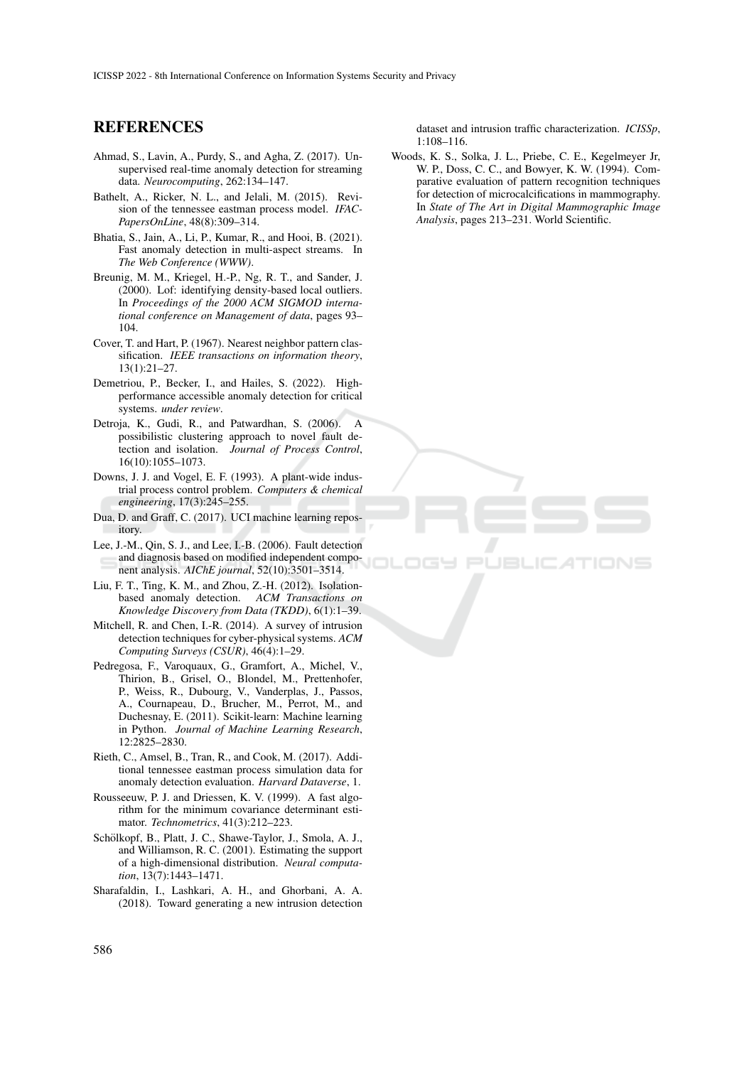## REFERENCES

Ahmad, S., Lavin, A., Purdy, S., and Agha, Z. (2017). Unsupervised real-time anomaly detection for streaming data. *Neurocomputing*, 262:134–147.

Bathelt, A., Ricker, N. L., and Jelali, M. (2015). Revision of the tennessee eastman process model. *IFAC-PapersOnLine*, 48(8):309–314.

Bhatia, S., Jain, A., Li, P., Kumar, R., and Hooi, B. (2021). Fast anomaly detection in multi-aspect streams. In *The Web Conference (WWW)*.

Breunig, M. M., Kriegel, H.-P., Ng, R. T., and Sander, J. (2000). Lof: identifying density-based local outliers. In *Proceedings of the 2000 ACM SIGMOD international conference on Management of data*, pages 93–104.

Cover, T. and Hart, P. (1967). Nearest neighbor pattern classification. *IEEE transactions on information theory*, 13(1):21–27.

Demetriou, P., Becker, I., and Hailes, S. (2022). High-performance accessible anomaly detection for critical systems. *under review*.

Detroja, K., Gudi, R., and Patwardhan, S. (2006). A possibilistic clustering approach to novel fault detection and isolation. *Journal of Process Control*, 16(10):1055–1073.

Downs, J. J. and Vogel, E. F. (1993). A plant-wide industrial process control problem. *Computers & chemical engineering*, 17(3):245–255.

Dua, D. and Graff, C. (2017). UCI machine learning repository.

Lee, J.-M., Qin, S. J., and Lee, I.-B. (2006). Fault detection and diagnosis based on modified independent component analysis. *AIChE journal*, 52(10):3501–3514.

Liu, F. T., Ting, K. M., and Zhou, Z.-H. (2012). Isolation-based anomaly detection. *ACM Transactions on Knowledge Discovery from Data (TKDD)*, 6(1):1–39.

Mitchell, R. and Chen, I.-R. (2014). A survey of intrusion detection techniques for cyber-physical systems. *ACM Computing Surveys (CSUR)*, 46(4):1–29.

Pedregosa, F., Varoquaux, G., Gramfort, A., Michel, V., Thirion, B., Grisel, O., Blondel, M., Prettenhofer, P., Weiss, R., Dubourg, V., Vanderplas, J., Passos, A., Cournapeau, D., Brucher, M., Perrot, M., and Duchesnay, E. (2011). Scikit-learn: Machine learning in Python. *Journal of Machine Learning Research*, 12:2825–2830.

Rieth, C., Amsel, B., Tran, R., and Cook, M. (2017). Additional tennessee eastman process simulation data for anomaly detection evaluation. *Harvard Dataverse*, 1.

Rousseeuw, P. J. and Driessen, K. V. (1999). A fast algorithm for the minimum covariance determinant estimator. *Technometrics*, 41(3):212–223.

Schölkopf, B., Platt, J. C., Shawe-Taylor, J., Smola, A. J., and Williamson, R. C. (2001). Estimating the support of a high-dimensional distribution. *Neural computation*, 13(7):1443–1471.

Sharafaldin, I., Lashkari, A. H., and Ghorbani, A. A. (2018). Toward generating a new intrusion detection dataset and intrusion traffic characterization. *ICISSp*, 1:108–116.

Woods, K. S., Solka, J. L., Priebe, C. E., Kegelmeyer Jr, W. P., Doss, C. C., and Bowyer, K. W. (1994). Comparative evaluation of pattern recognition techniques for detection of microcalcifications in mammography. In *State of The Art in Digital Mammographic Image Analysis*, pages 213–231. World Scientific.